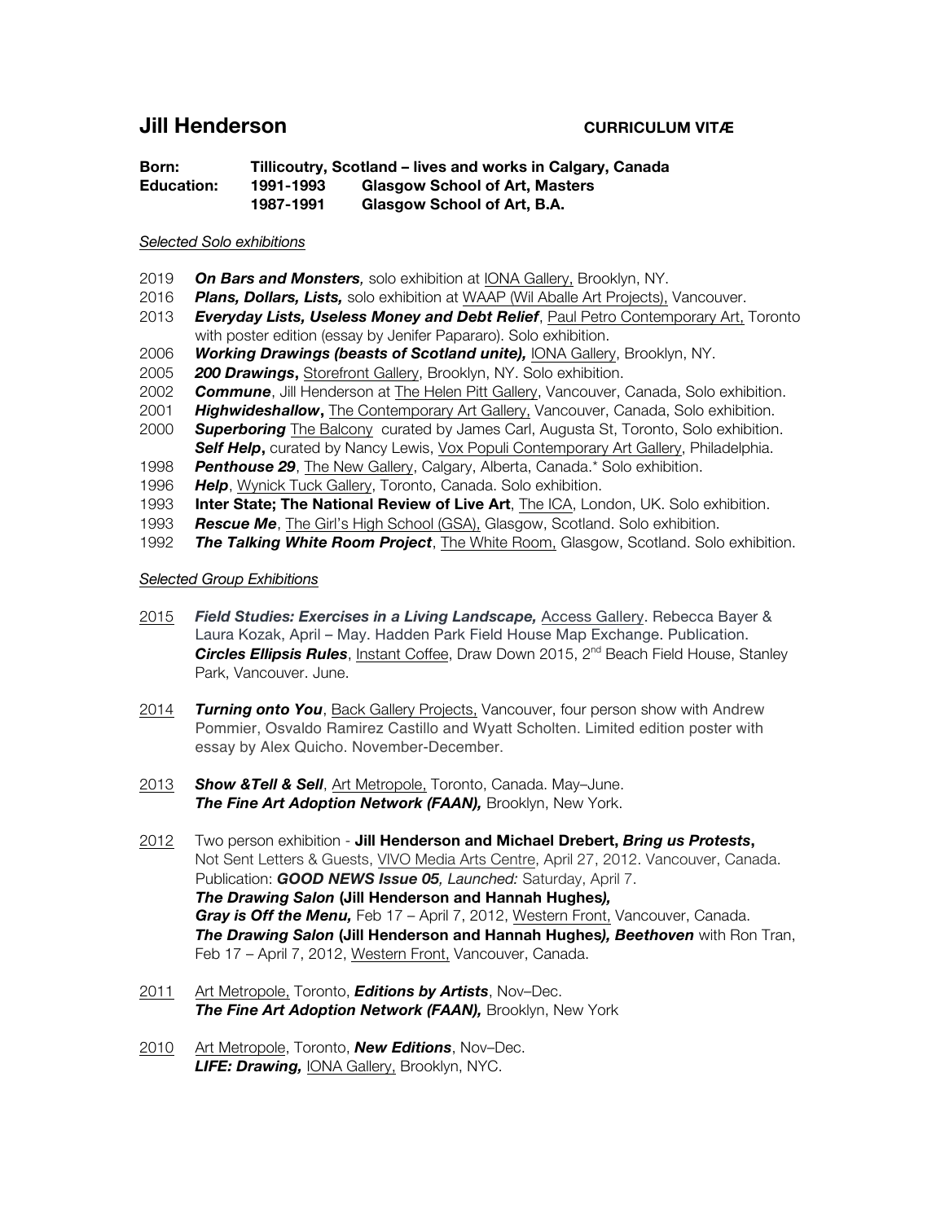# Jill Henderson

**CURRICULUM VITÆ**

**Born:** **Tillicoutry, Scotland – lives and works in Calgary, Canada**
**Education:** **1991-1993 Glasgow School of Art, Masters**
**1987-1991 Glasgow School of Art, B.A.**

*Selected Solo exhibitions*

2019 ***On Bars and Monsters,*** solo exhibition at IONA Gallery, Brooklyn, NY.
2016 ***Plans, Dollars, Lists,*** solo exhibition at WAAP (Wil Aballe Art Projects), Vancouver.
2013 ***Everyday Lists, Useless Money and Debt Relief***, Paul Petro Contemporary Art, Toronto with poster edition (essay by Jenifer Papararo). Solo exhibition.
2006 ***Working Drawings (beasts of Scotland unite),*** IONA Gallery, Brooklyn, NY.
2005 ***200 Drawings*,** Storefront Gallery, Brooklyn, NY. Solo exhibition.
2002 ***Commune***, Jill Henderson at The Helen Pitt Gallery, Vancouver, Canada, Solo exhibition.
2001 ***Highwideshallow*,** The Contemporary Art Gallery, Vancouver, Canada, Solo exhibition.
2000 ***Superboring*** The Balcony curated by James Carl, Augusta St, Toronto, Solo exhibition.
***Self Help*,** curated by Nancy Lewis, Vox Populi Contemporary Art Gallery, Philadelphia.
1998 ***Penthouse 29***, The New Gallery, Calgary, Alberta, Canada.* Solo exhibition.
1996 ***Help***, Wynick Tuck Gallery, Toronto, Canada. Solo exhibition.
1993 **Inter State; The National Review of Live Art**, The ICA, London, UK. Solo exhibition.
1993 ***Rescue Me***, The Girl's High School (GSA), Glasgow, Scotland. Solo exhibition.
1992 ***The Talking White Room Project***, The White Room, Glasgow, Scotland. Solo exhibition.

*Selected Group Exhibitions*

2015 ***Field Studies: Exercises in a Living Landscape,*** Access Gallery. Rebecca Bayer & Laura Kozak, April – May. Hadden Park Field House Map Exchange. Publication.
***Circles Ellipsis Rules***, Instant Coffee, Draw Down 2015, 2nd Beach Field House, Stanley Park, Vancouver. June.

2014 ***Turning onto You***, Back Gallery Projects, Vancouver, four person show with Andrew Pommier, Osvaldo Ramirez Castillo and Wyatt Scholten. Limited edition poster with essay by Alex Quicho. November-December.

2013 ***Show &Tell & Sell***, Art Metropole, Toronto, Canada. May–June.
***The Fine Art Adoption Network (FAAN),*** Brooklyn, New York.

2012 Two person exhibition - **Jill Henderson and Michael Drebert, *Bring us Protests*,** Not Sent Letters & Guests, VIVO Media Arts Centre, April 27, 2012. Vancouver, Canada. Publication: ***GOOD NEWS Issue 05****, Launched:* Saturday, April 7.
***The Drawing Salon* (Jill Henderson and Hannah Hughes*),***
***Gray is Off the Menu,*** Feb 17 – April 7, 2012, Western Front, Vancouver, Canada.
***The Drawing Salon* (Jill Henderson and Hannah Hughes*), Beethoven*** with Ron Tran, Feb 17 – April 7, 2012, Western Front, Vancouver, Canada.

2011 Art Metropole, Toronto, ***Editions by Artists***, Nov–Dec.
***The Fine Art Adoption Network (FAAN),*** Brooklyn, New York

2010 Art Metropole, Toronto, ***New Editions***, Nov–Dec.
***LIFE: Drawing,*** IONA Gallery, Brooklyn, NYC.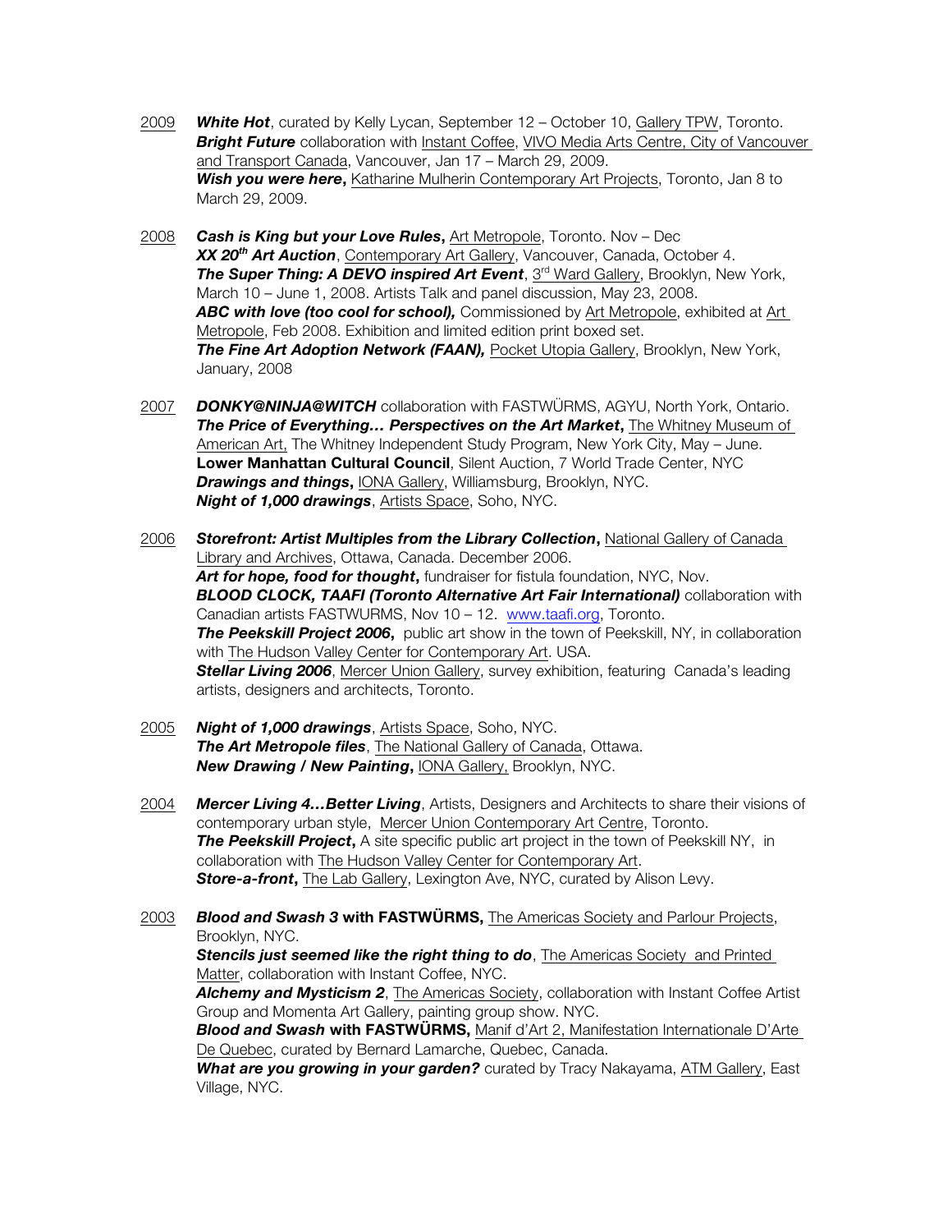2009 ***White Hot***, curated by Kelly Lycan, September 12 – October 10, Gallery TPW, Toronto.
***Bright Future*** collaboration with Instant Coffee, VIVO Media Arts Centre, City of Vancouver and Transport Canada, Vancouver, Jan 17 – March 29, 2009.
***Wish you were here*****,** Katharine Mulherin Contemporary Art Projects, Toronto, Jan 8 to March 29, 2009.

2008 ***Cash is King but your Love Rules*****,** Art Metropole, Toronto. Nov – Dec
***XX 20th Art Auction***, Contemporary Art Gallery, Vancouver, Canada, October 4.
***The Super Thing: A DEVO inspired Art Event***, 3rd Ward Gallery, Brooklyn, New York, March 10 – June 1, 2008. Artists Talk and panel discussion, May 23, 2008.
***ABC with love (too cool for school),*** Commissioned by Art Metropole, exhibited at Art Metropole, Feb 2008. Exhibition and limited edition print boxed set.
***The Fine Art Adoption Network (FAAN),*** Pocket Utopia Gallery, Brooklyn, New York, January, 2008

2007 ***DONKY@NINJA@WITCH*** collaboration with FASTWÜRMS, AGYU, North York, Ontario.
***The Price of Everything… Perspectives on the Art Market*****,** The Whitney Museum of American Art, The Whitney Independent Study Program, New York City, May – June.
**Lower Manhattan Cultural Council**, Silent Auction, 7 World Trade Center, NYC
***Drawings and things*****,** IONA Gallery, Williamsburg, Brooklyn, NYC.
***Night of 1,000 drawings***, Artists Space, Soho, NYC.

2006 ***Storefront: Artist Multiples from the Library Collection*****,** National Gallery of Canada Library and Archives, Ottawa, Canada. December 2006.
***Art for hope, food for thought*****,** fundraiser for fistula foundation, NYC, Nov.
***BLOOD CLOCK, TAAFI (Toronto Alternative Art Fair International)*** collaboration with Canadian artists FASTWURMS, Nov 10 – 12. www.taafi.org, Toronto.
***The Peekskill Project 2006*****,** public art show in the town of Peekskill, NY, in collaboration with The Hudson Valley Center for Contemporary Art. USA.
***Stellar Living 2006***, Mercer Union Gallery, survey exhibition, featuring Canada's leading artists, designers and architects, Toronto.

2005 ***Night of 1,000 drawings***, Artists Space, Soho, NYC.
***The Art Metropole files***, The National Gallery of Canada, Ottawa.
***New Drawing / New Painting*****,** IONA Gallery, Brooklyn, NYC.

2004 ***Mercer Living 4…Better Living***, Artists, Designers and Architects to share their visions of contemporary urban style, Mercer Union Contemporary Art Centre, Toronto.
***The Peekskill Project*****,** A site specific public art project in the town of Peekskill NY, in collaboration with The Hudson Valley Center for Contemporary Art.
***Store-a-front*****,** The Lab Gallery, Lexington Ave, NYC, curated by Alison Levy.

2003 ***Blood and Swash 3*** **with FASTWÜRMS,** The Americas Society and Parlour Projects, Brooklyn, NYC.
***Stencils just seemed like the right thing to do***, The Americas Society and Printed Matter, collaboration with Instant Coffee, NYC.
***Alchemy and Mysticism 2***, The Americas Society, collaboration with Instant Coffee Artist Group and Momenta Art Gallery, painting group show. NYC.
***Blood and Swash*** **with FASTWÜRMS,** Manif d'Art 2, Manifestation Internationale D'Arte De Quebec, curated by Bernard Lamarche, Quebec, Canada.
***What are you growing in your garden?*** curated by Tracy Nakayama, ATM Gallery, East Village, NYC.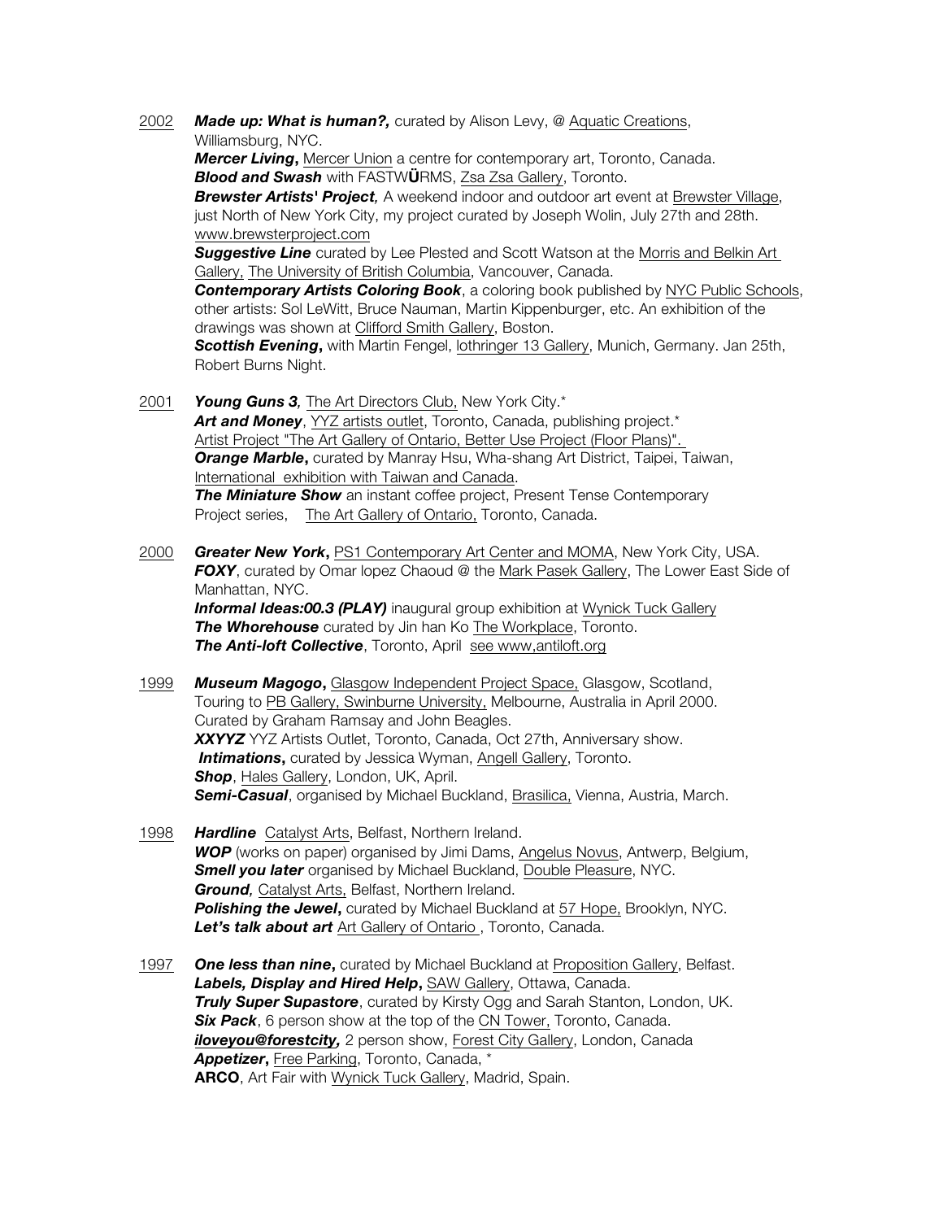2002 ***Made up: What is human?,*** curated by Alison Levy, @ Aquatic Creations, Williamsburg, NYC.
***Mercer Living*****,** Mercer Union a centre for contemporary art, Toronto, Canada.
***Blood and Swash*** with FASTW**Ü**RMS, Zsa Zsa Gallery, Toronto.
***Brewster Artists' Project**,* A weekend indoor and outdoor art event at Brewster Village, just North of New York City, my project curated by Joseph Wolin, July 27th and 28th. www.brewsterproject.com
***Suggestive Line*** curated by Lee Plested and Scott Watson at the Morris and Belkin Art Gallery, The University of British Columbia, Vancouver, Canada.
***Contemporary Artists Coloring Book***, a coloring book published by NYC Public Schools, other artists: Sol LeWitt, Bruce Nauman, Martin Kippenburger, etc. An exhibition of the drawings was shown at Clifford Smith Gallery, Boston.
***Scottish Evening*****,** with Martin Fengel, lothringer 13 Gallery, Munich, Germany. Jan 25th, Robert Burns Night.

2001 ***Young Guns 3**,* The Art Directors Club, New York City.*
***Art and Money***, YYZ artists outlet, Toronto, Canada, publishing project.*
Artist Project "The Art Gallery of Ontario, Better Use Project (Floor Plans)".
***Orange Marble*****,** curated by Manray Hsu, Wha-shang Art District, Taipei, Taiwan, International exhibition with Taiwan and Canada.
***The Miniature Show*** an instant coffee project, Present Tense Contemporary Project series, The Art Gallery of Ontario, Toronto, Canada.

2000 ***Greater New York*****,** PS1 Contemporary Art Center and MOMA, New York City, USA.
***FOXY***, curated by Omar lopez Chaoud @ the Mark Pasek Gallery, The Lower East Side of Manhattan, NYC.
***Informal Ideas:00.3 (PLAY)*** inaugural group exhibition at Wynick Tuck Gallery
***The Whorehouse*** curated by Jin han Ko The Workplace, Toronto.
***The Anti-loft Collective***, Toronto, April see www,antiloft.org

1999 ***Museum Magogo*****,** Glasgow Independent Project Space, Glasgow, Scotland, Touring to PB Gallery, Swinburne University, Melbourne, Australia in April 2000. Curated by Graham Ramsay and John Beagles.
***XXYYZ*** YYZ Artists Outlet, Toronto, Canada, Oct 27th, Anniversary show.
***Intimations*****,** curated by Jessica Wyman, Angell Gallery, Toronto.
***Shop***, Hales Gallery, London, UK, April.
***Semi-Casual***, organised by Michael Buckland, Brasilica, Vienna, Austria, March.

1998 ***Hardline*** Catalyst Arts, Belfast, Northern Ireland.
***WOP*** (works on paper) organised by Jimi Dams, Angelus Novus, Antwerp, Belgium,
***Smell you later*** organised by Michael Buckland, Double Pleasure, NYC.
***Ground**,* Catalyst Arts, Belfast, Northern Ireland.
***Polishing the Jewel*****,** curated by Michael Buckland at 57 Hope, Brooklyn, NYC.
***Let's talk about art*** Art Gallery of Ontario , Toronto, Canada.

1997 ***One less than nine*****,** curated by Michael Buckland at Proposition Gallery, Belfast.
***Labels, Display and Hired Help*****,** SAW Gallery, Ottawa, Canada.
***Truly Super Supastore***, curated by Kirsty Ogg and Sarah Stanton, London, UK.
***Six Pack***, 6 person show at the top of the CN Tower, Toronto, Canada.
***iloveyou@forestcity**,* 2 person show, Forest City Gallery, London, Canada
***Appetizer*****,** Free Parking, Toronto, Canada, *
**ARCO**, Art Fair with Wynick Tuck Gallery, Madrid, Spain.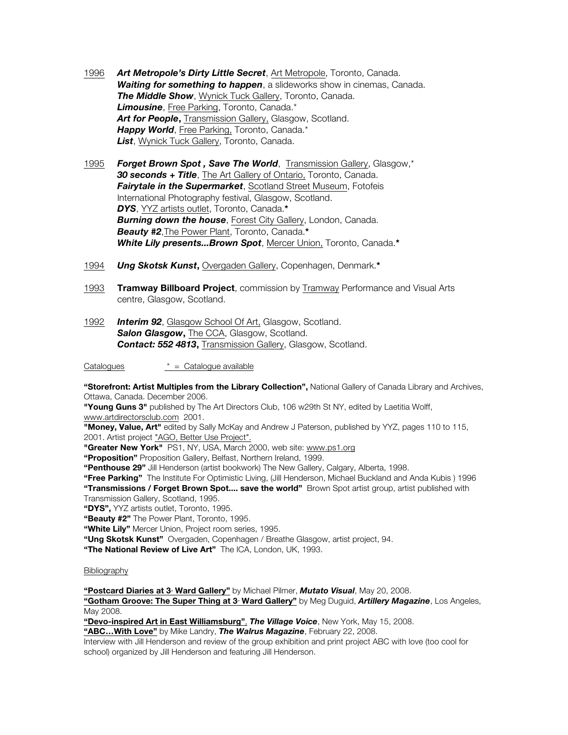1996 ***Art Metropole's Dirty Little Secret***, Art Metropole, Toronto, Canada.
***Waiting for something to happen***, a slideworks show in cinemas, Canada.
***The Middle Show***, Wynick Tuck Gallery, Toronto, Canada.
***Limousine***, Free Parking, Toronto, Canada.*
***Art for People*****,** Transmission Gallery, Glasgow, Scotland.
***Happy World***, Free Parking, Toronto, Canada.*
***List***, Wynick Tuck Gallery, Toronto, Canada.

1995 ***Forget Brown Spot , Save The World***, Transmission Gallery, Glasgow,*
***30 seconds + Title***, The Art Gallery of Ontario, Toronto, Canada.
***Fairytale in the Supermarket***, Scotland Street Museum, Fotofeis International Photography festival, Glasgow, Scotland.
***DYS***, YYZ artists outlet, Toronto, Canada.*****
***Burning down the house***, Forest City Gallery, London, Canada.
***Beauty #2***,The Power Plant, Toronto, Canada.*****
***White Lily presents...Brown Spot***, Mercer Union, Toronto, Canada.*****

1994 ***Ung Skotsk Kunst*****,** Overgaden Gallery, Copenhagen, Denmark.*****

1993 **Tramway Billboard Project**, commission by Tramway Performance and Visual Arts centre, Glasgow, Scotland.

1992 ***Interim 92***, Glasgow School Of Art, Glasgow, Scotland.
***Salon Glasgow*****,** The CCA, Glasgow, Scotland.
***Contact: 552 4813*****,** Transmission Gallery, Glasgow, Scotland.

Catalogues * = Catalogue available

**"Storefront: Artist Multiples from the Library Collection",** National Gallery of Canada Library and Archives, Ottawa, Canada. December 2006.
**"Young Guns 3"** published by The Art Directors Club, 106 w29th St NY, edited by Laetitia Wolff, www.artdirectorsclub.com 2001.
**"Money, Value, Art"** edited by Sally McKay and Andrew J Paterson, published by YYZ, pages 110 to 115, 2001. Artist project "AGO, Better Use Project".
**"Greater New York"** PS1, NY, USA, March 2000, web site: www.ps1.org
**"Proposition"** Proposition Gallery, Belfast, Northern Ireland, 1999.
**"Penthouse 29"** Jill Henderson (artist bookwork) The New Gallery, Calgary, Alberta, 1998.
**"Free Parking"** The Institute For Optimistic Living, (Jill Henderson, Michael Buckland and Anda Kubis ) 1996
**"Transmissions / Forget Brown Spot.... save the world"** Brown Spot artist group, artist published with Transmission Gallery, Scotland, 1995.
**"DYS",** YYZ artists outlet, Toronto, 1995.
**"Beauty #2"** The Power Plant, Toronto, 1995.
**"White Lily"** Mercer Union, Project room series, 1995.
**"Ung Skotsk Kunst"** Overgaden, Copenhagen / Breathe Glasgow, artist project, 94.
**"The National Review of Live Art"** The ICA, London, UK, 1993.

Bibliography

**"Postcard Diaries at 3rd Ward Gallery"** by Michael Pilmer, ***Mutato Visual***, May 20, 2008.
**"Gotham Groove: The Super Thing at 3rd Ward Gallery"** by Meg Duguid, ***Artillery Magazine***, Los Angeles, May 2008.
**"Devo-inspired Art in East Williamsburg"**, ***The Village Voice***, New York, May 15, 2008.
**"ABC…With Love"** by Mike Landry, ***The Walrus Magazine***, February 22, 2008.
Interview with Jill Henderson and review of the group exhibition and print project ABC with love (too cool for school) organized by Jill Henderson and featuring Jill Henderson.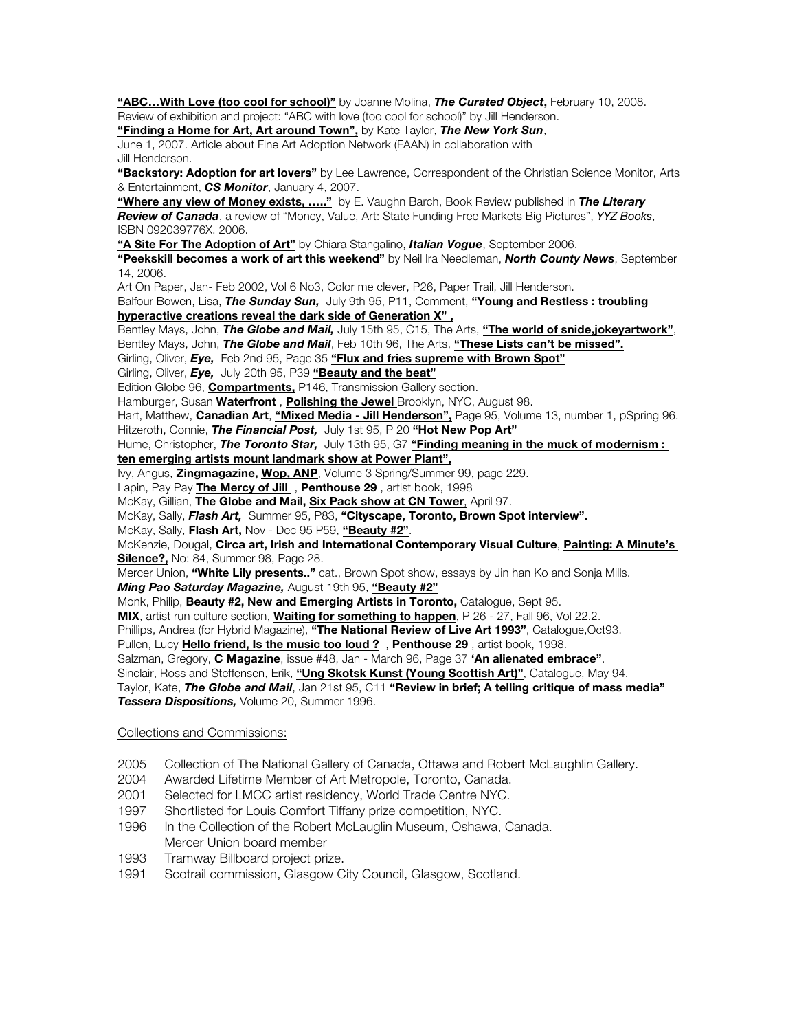**"ABC…With Love (too cool for school)"** by Joanne Molina, ***The Curated Object*****,** February 10, 2008. Review of exhibition and project: "ABC with love (too cool for school)" by Jill Henderson.

**"Finding a Home for Art, Art around Town",** by Kate Taylor, ***The New York Sun***, June 1, 2007. Article about Fine Art Adoption Network (FAAN) in collaboration with Jill Henderson.

**"Backstory: Adoption for art lovers"** by Lee Lawrence, Correspondent of the Christian Science Monitor, Arts & Entertainment, ***CS Monitor***, January 4, 2007.

**"Where any view of Money exists, ….."** by E. Vaughn Barch, Book Review published in ***The Literary Review of Canada***, a review of "Money, Value, Art: State Funding Free Markets Big Pictures", *YYZ Books*, ISBN 092039776X. 2006.

**"A Site For The Adoption of Art"** by Chiara Stangalino, ***Italian Vogue***, September 2006.

**"Peekskill becomes a work of art this weekend"** by Neil Ira Needleman, ***North County News***, September 14, 2006.

Art On Paper, Jan- Feb 2002, Vol 6 No3, Color me clever, P26, Paper Trail, Jill Henderson.

Balfour Bowen, Lisa, ***The Sunday Sun,*** July 9th 95, P11, Comment, **"Young and Restless : troubling hyperactive creations reveal the dark side of Generation X" ,**

Bentley Mays, John, ***The Globe and Mail,*** July 15th 95, C15, The Arts, **"The world of snide,jokeyartwork"**,

Bentley Mays, John, ***The Globe and Mail***, Feb 10th 96, The Arts, **"These Lists can't be missed".**

Girling, Oliver, ***Eye,*** Feb 2nd 95, Page 35 **"Flux and fries supreme with Brown Spot"**

Girling, Oliver, ***Eye,*** July 20th 95, P39 **"Beauty and the beat"**

Edition Globe 96, **Compartments,** P146, Transmission Gallery section.

Hamburger, Susan **Waterfront** , **Polishing the Jewel** Brooklyn, NYC, August 98.

Hart, Matthew, **Canadian Art**, **"Mixed Media - Jill Henderson",** Page 95, Volume 13, number 1, pSpring 96.

Hitzeroth, Connie, ***The Financial Post,*** July 1st 95, P 20 **"Hot New Pop Art"**

Hume, Christopher, ***The Toronto Star,*** July 13th 95, G7 **"Finding meaning in the muck of modernism : ten emerging artists mount landmark show at Power Plant",**

Ivy, Angus, **Zingmagazine, Wop, ANP**, Volume 3 Spring/Summer 99, page 229.

Lapin, Pay Pay **The Mercy of Jill** , **Penthouse 29** , artist book, 1998

McKay, Gillian, **The Globe and Mail, Six Pack show at CN Tower**, April 97.

McKay, Sally, ***Flash Art,*** Summer 95, P83, **"Cityscape, Toronto, Brown Spot interview".**

McKay, Sally, **Flash Art,** Nov - Dec 95 P59, **"Beauty #2"**.

McKenzie, Dougal, **Circa art, Irish and International Contemporary Visual Culture**, **Painting: A Minute's Silence?,** No: 84, Summer 98, Page 28.

Mercer Union, **"White Lily presents.."** cat., Brown Spot show, essays by Jin han Ko and Sonja Mills.

***Ming Pao Saturday Magazine,*** August 19th 95, **"Beauty #2"**

Monk, Philip, **Beauty #2, New and Emerging Artists in Toronto,** Catalogue, Sept 95.

**MIX**, artist run culture section, **Waiting for something to happen**, P 26 - 27, Fall 96, Vol 22.2.

Phillips, Andrea (for Hybrid Magazine), **"The National Review of Live Art 1993"**, Catalogue,Oct93.

Pullen, Lucy **Hello friend, Is the music too loud ?** , **Penthouse 29** , artist book, 1998.

Salzman, Gregory, **C Magazine**, issue #48, Jan - March 96, Page 37 **'An alienated embrace"**.

Sinclair, Ross and Steffensen, Erik, **"Ung Skotsk Kunst (Young Scottish Art)"**, Catalogue, May 94.

Taylor, Kate, ***The Globe and Mail***, Jan 21st 95, C11 **"Review in brief; A telling critique of mass media"**

***Tessera Dispositions,*** Volume 20, Summer 1996.

Collections and Commissions:

2005 Collection of The National Gallery of Canada, Ottawa and Robert McLaughlin Gallery.
2004 Awarded Lifetime Member of Art Metropole, Toronto, Canada.
2001 Selected for LMCC artist residency, World Trade Centre NYC.
1997 Shortlisted for Louis Comfort Tiffany prize competition, NYC.
1996 In the Collection of the Robert McLauglin Museum, Oshawa, Canada.
Mercer Union board member
1993 Tramway Billboard project prize.
1991 Scotrail commission, Glasgow City Council, Glasgow, Scotland.